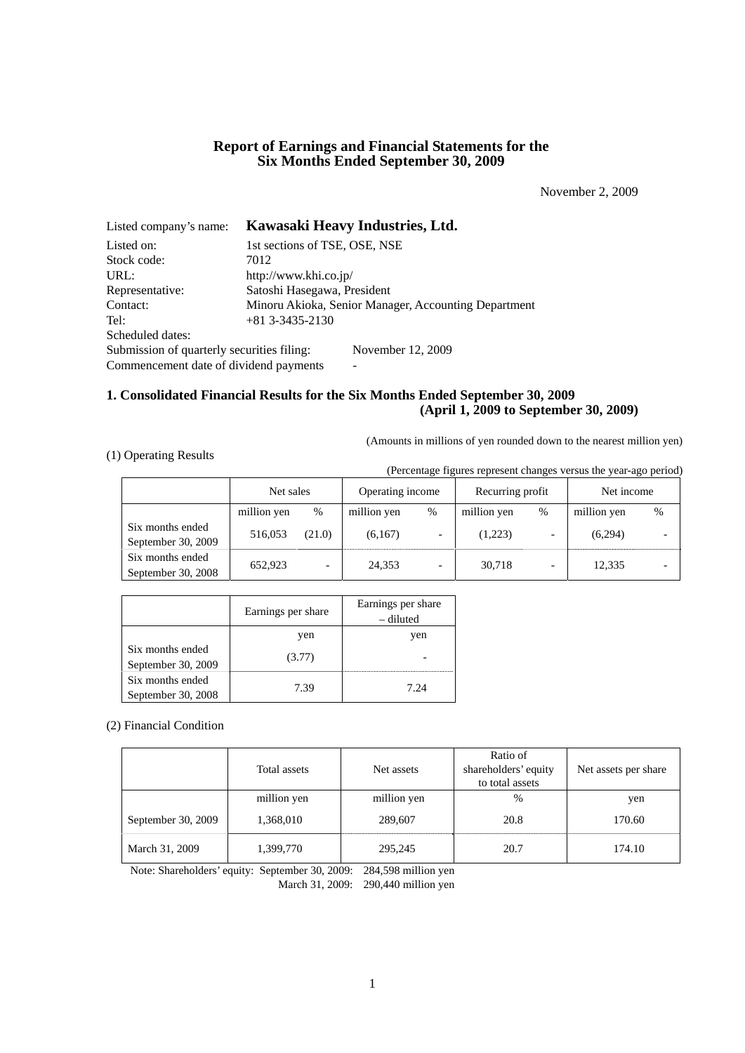# Report of Earnings and Financial Statements for the Six Months Ended September 30, 2009

November 2, 2009

Listed company's name: **Kawasaki Heavy Industries, Ltd.**

Listed on: 1st sections of TSE, OSE, NSE
Stock code: 7012
URL: http://www.khi.co.jp/
Representative: Satoshi Hasegawa, President
Contact: Minoru Akioka, Senior Manager, Accounting Department
Tel: +81 3-3435-2130
Scheduled dates:
Submission of quarterly securities filing: November 12, 2009
Commencement date of dividend payments -

## 1. Consolidated Financial Results for the Six Months Ended September 30, 2009 (April 1, 2009 to September 30, 2009)

(Amounts in millions of yen rounded down to the nearest million yen)

(1) Operating Results

(Percentage figures represent changes versus the year-ago period)

| | Net sales | | Operating income | | Recurring profit | | Net income | |
|---|---|---|---|---|---|---|---|---|
| | million yen | % | million yen | % | million yen | % | million yen | % |
| Six months ended September 30, 2009 | 516,053 | (21.0) | (6,167) | - | (1,223) | - | (6,294) | - |
| Six months ended September 30, 2008 | 652,923 | - | 24,353 | - | 30,718 | - | 12,335 | - |

| | Earnings per share | Earnings per share – diluted |
|---|---|---|
| | yen | yen |
| Six months ended September 30, 2009 | (3.77) | - |
| Six months ended September 30, 2008 | 7.39 | 7.24 |

(2) Financial Condition

| | Total assets | Net assets | Ratio of shareholders' equity to total assets | Net assets per share |
|---|---|---|---|---|
| | million yen | million yen | % | yen |
| September 30, 2009 | 1,368,010 | 289,607 | 20.8 | 170.60 |
| March 31, 2009 | 1,399,770 | 295,245 | 20.7 | 174.10 |

Note: Shareholders' equity: September 30, 2009: 284,598 million yen
March 31, 2009: 290,440 million yen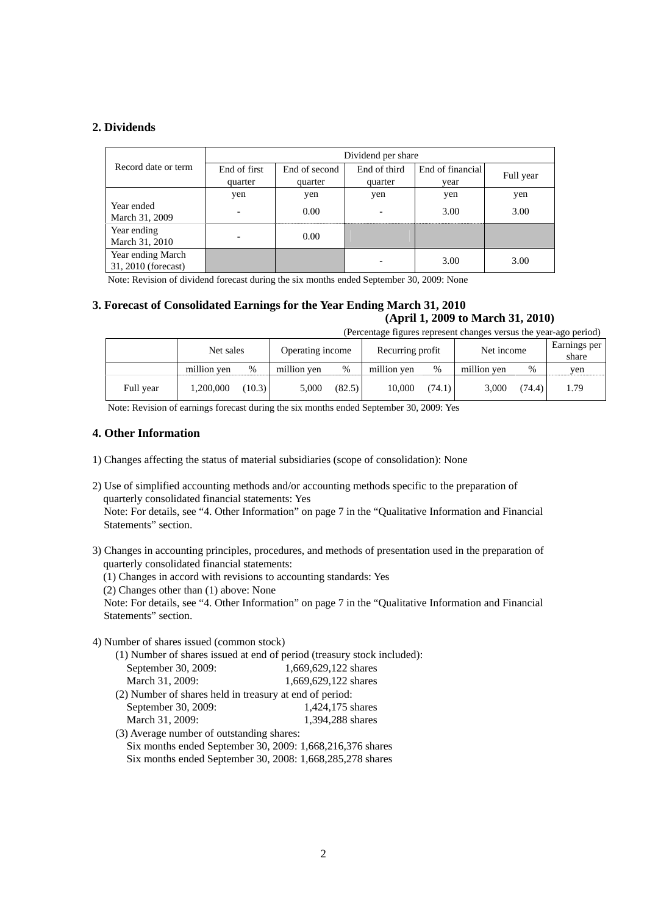## 2. Dividends

| Record date or term | Dividend per share | | | | |
|---|---|---|---|---|---|
| | End of first quarter | End of second quarter | End of third quarter | End of financial year | Full year |
| | yen | yen | yen | yen | yen |
| Year ended March 31, 2009 | - | 0.00 | - | 3.00 | 3.00 |
| Year ending March 31, 2010 | - | 0.00 | | | |
| Year ending March 31, 2010 (forecast) | | | - | 3.00 | 3.00 |

Note: Revision of dividend forecast during the six months ended September 30, 2009: None

## 3. Forecast of Consolidated Earnings for the Year Ending March 31, 2010

**(April 1, 2009 to March 31, 2010)**

(Percentage figures represent changes versus the year-ago period)

| | Net sales | | Operating income | | Recurring profit | | Net income | | Earnings per share |
|---|---|---|---|---|---|---|---|---|---|
| | million yen | % | million yen | % | million yen | % | million yen | % | yen |
| Full year | 1,200,000 | (10.3) | 5,000 | (82.5) | 10,000 | (74.1) | 3,000 | (74.4) | 1.79 |

Note: Revision of earnings forecast during the six months ended September 30, 2009: Yes

## 4. Other Information

1) Changes affecting the status of material subsidiaries (scope of consolidation): None

2) Use of simplified accounting methods and/or accounting methods specific to the preparation of quarterly consolidated financial statements: Yes
   Note: For details, see "4. Other Information" on page 7 in the "Qualitative Information and Financial Statements" section.

3) Changes in accounting principles, procedures, and methods of presentation used in the preparation of quarterly consolidated financial statements:
   (1) Changes in accord with revisions to accounting standards: Yes
   (2) Changes other than (1) above: None
   Note: For details, see "4. Other Information" on page 7 in the "Qualitative Information and Financial Statements" section.

4) Number of shares issued (common stock)
   (1) Number of shares issued at end of period (treasury stock included):
      September 30, 2009: 1,669,629,122 shares
      March 31, 2009: 1,669,629,122 shares
   (2) Number of shares held in treasury at end of period:
      September 30, 2009: 1,424,175 shares
      March 31, 2009: 1,394,288 shares
   (3) Average number of outstanding shares:
      Six months ended September 30, 2009: 1,668,216,376 shares
      Six months ended September 30, 2008: 1,668,285,278 shares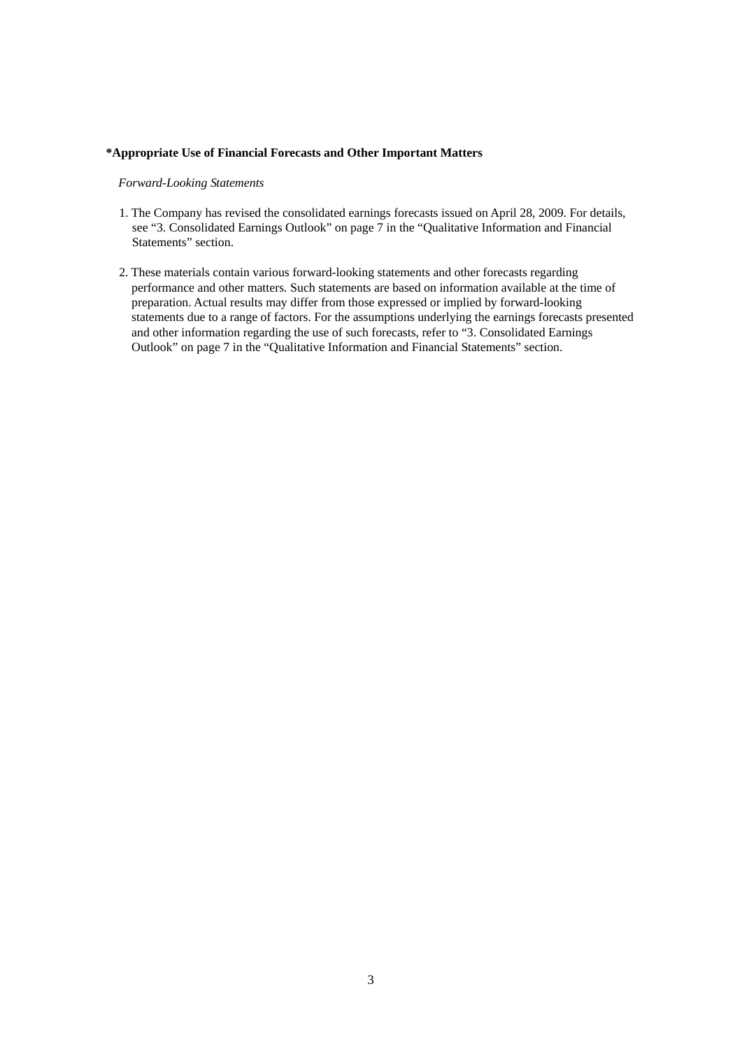**\*Appropriate Use of Financial Forecasts and Other Important Matters**

*Forward-Looking Statements*

1. The Company has revised the consolidated earnings forecasts issued on April 28, 2009. For details, see "3. Consolidated Earnings Outlook" on page 7 in the "Qualitative Information and Financial Statements" section.

2. These materials contain various forward-looking statements and other forecasts regarding performance and other matters. Such statements are based on information available at the time of preparation. Actual results may differ from those expressed or implied by forward-looking statements due to a range of factors. For the assumptions underlying the earnings forecasts presented and other information regarding the use of such forecasts, refer to "3. Consolidated Earnings Outlook" on page 7 in the "Qualitative Information and Financial Statements" section.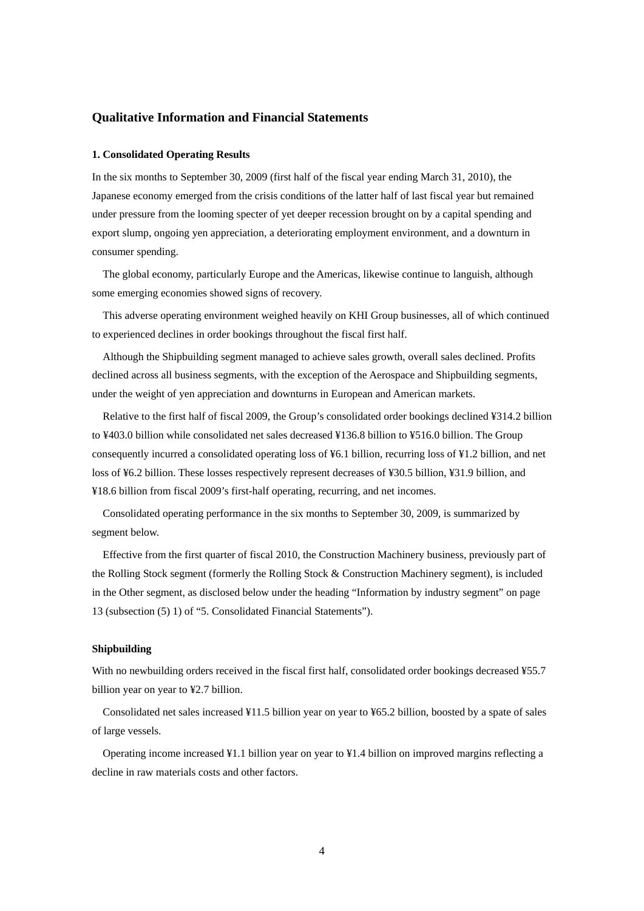## Qualitative Information and Financial Statements

### 1. Consolidated Operating Results

In the six months to September 30, 2009 (first half of the fiscal year ending March 31, 2010), the Japanese economy emerged from the crisis conditions of the latter half of last fiscal year but remained under pressure from the looming specter of yet deeper recession brought on by a capital spending and export slump, ongoing yen appreciation, a deteriorating employment environment, and a downturn in consumer spending.

The global economy, particularly Europe and the Americas, likewise continue to languish, although some emerging economies showed signs of recovery.

This adverse operating environment weighed heavily on KHI Group businesses, all of which continued to experienced declines in order bookings throughout the fiscal first half.

Although the Shipbuilding segment managed to achieve sales growth, overall sales declined. Profits declined across all business segments, with the exception of the Aerospace and Shipbuilding segments, under the weight of yen appreciation and downturns in European and American markets.

Relative to the first half of fiscal 2009, the Group's consolidated order bookings declined ¥314.2 billion to ¥403.0 billion while consolidated net sales decreased ¥136.8 billion to ¥516.0 billion. The Group consequently incurred a consolidated operating loss of ¥6.1 billion, recurring loss of ¥1.2 billion, and net loss of ¥6.2 billion. These losses respectively represent decreases of ¥30.5 billion, ¥31.9 billion, and ¥18.6 billion from fiscal 2009's first-half operating, recurring, and net incomes.

Consolidated operating performance in the six months to September 30, 2009, is summarized by segment below.

Effective from the first quarter of fiscal 2010, the Construction Machinery business, previously part of the Rolling Stock segment (formerly the Rolling Stock & Construction Machinery segment), is included in the Other segment, as disclosed below under the heading "Information by industry segment" on page 13 (subsection (5) 1) of "5. Consolidated Financial Statements").

#### Shipbuilding

With no newbuilding orders received in the fiscal first half, consolidated order bookings decreased ¥55.7 billion year on year to ¥2.7 billion.

Consolidated net sales increased ¥11.5 billion year on year to ¥65.2 billion, boosted by a spate of sales of large vessels.

Operating income increased ¥1.1 billion year on year to ¥1.4 billion on improved margins reflecting a decline in raw materials costs and other factors.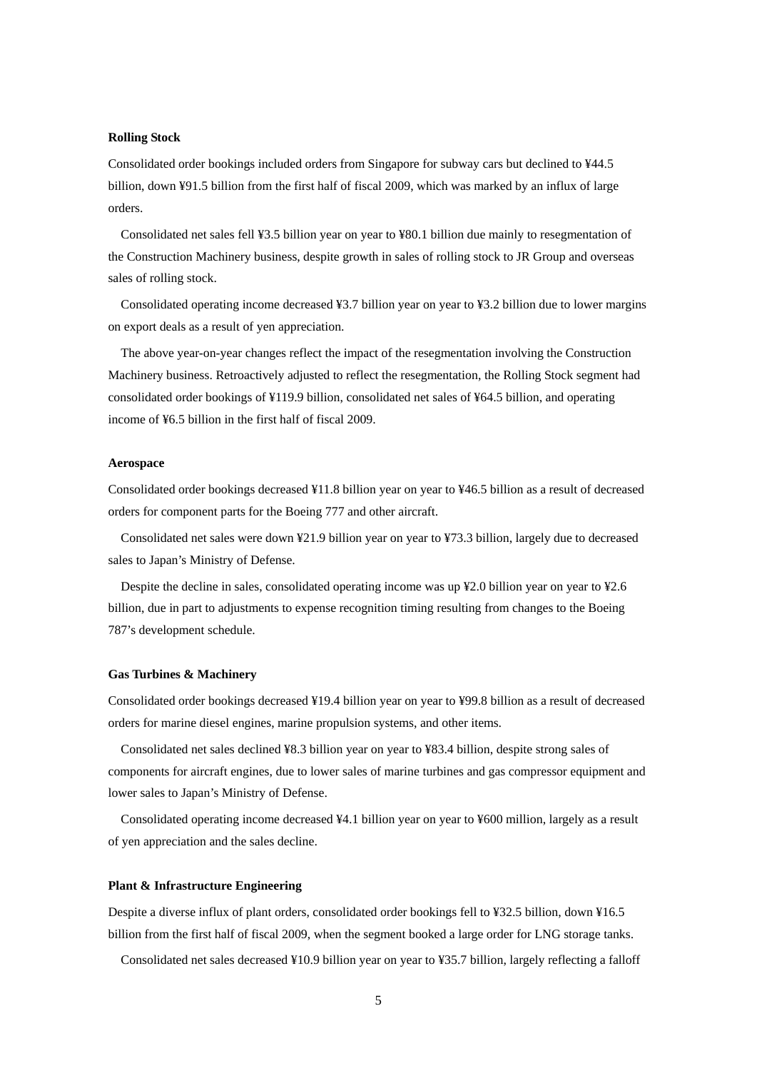**Rolling Stock**

Consolidated order bookings included orders from Singapore for subway cars but declined to ¥44.5 billion, down ¥91.5 billion from the first half of fiscal 2009, which was marked by an influx of large orders.

Consolidated net sales fell ¥3.5 billion year on year to ¥80.1 billion due mainly to resegmentation of the Construction Machinery business, despite growth in sales of rolling stock to JR Group and overseas sales of rolling stock.

Consolidated operating income decreased ¥3.7 billion year on year to ¥3.2 billion due to lower margins on export deals as a result of yen appreciation.

The above year-on-year changes reflect the impact of the resegmentation involving the Construction Machinery business. Retroactively adjusted to reflect the resegmentation, the Rolling Stock segment had consolidated order bookings of ¥119.9 billion, consolidated net sales of ¥64.5 billion, and operating income of ¥6.5 billion in the first half of fiscal 2009.

**Aerospace**

Consolidated order bookings decreased ¥11.8 billion year on year to ¥46.5 billion as a result of decreased orders for component parts for the Boeing 777 and other aircraft.

Consolidated net sales were down ¥21.9 billion year on year to ¥73.3 billion, largely due to decreased sales to Japan's Ministry of Defense.

Despite the decline in sales, consolidated operating income was up ¥2.0 billion year on year to ¥2.6 billion, due in part to adjustments to expense recognition timing resulting from changes to the Boeing 787's development schedule.

**Gas Turbines & Machinery**

Consolidated order bookings decreased ¥19.4 billion year on year to ¥99.8 billion as a result of decreased orders for marine diesel engines, marine propulsion systems, and other items.

Consolidated net sales declined ¥8.3 billion year on year to ¥83.4 billion, despite strong sales of components for aircraft engines, due to lower sales of marine turbines and gas compressor equipment and lower sales to Japan's Ministry of Defense.

Consolidated operating income decreased ¥4.1 billion year on year to ¥600 million, largely as a result of yen appreciation and the sales decline.

**Plant & Infrastructure Engineering**

Despite a diverse influx of plant orders, consolidated order bookings fell to ¥32.5 billion, down ¥16.5 billion from the first half of fiscal 2009, when the segment booked a large order for LNG storage tanks.

Consolidated net sales decreased ¥10.9 billion year on year to ¥35.7 billion, largely reflecting a falloff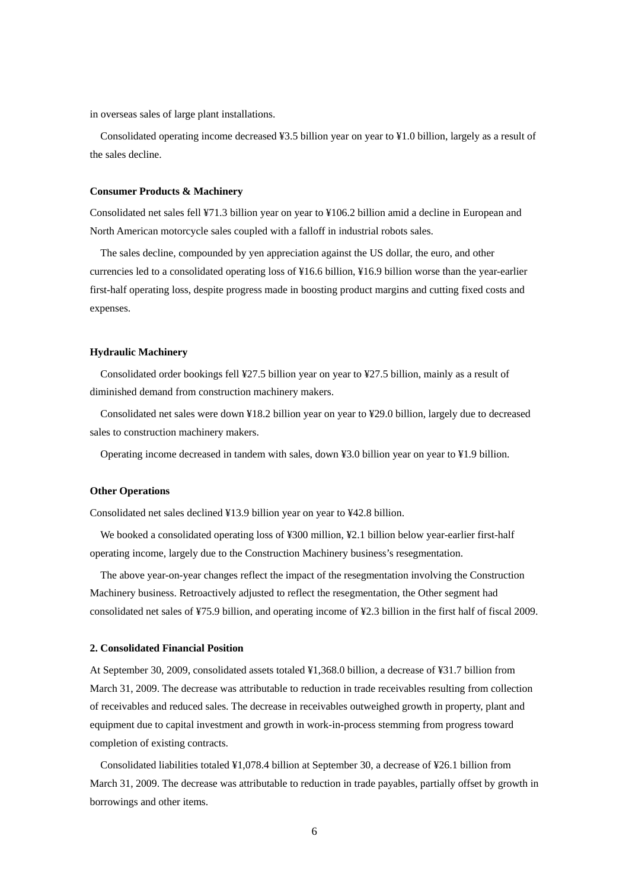in overseas sales of large plant installations.

Consolidated operating income decreased ¥3.5 billion year on year to ¥1.0 billion, largely as a result of the sales decline.

**Consumer Products & Machinery**

Consolidated net sales fell ¥71.3 billion year on year to ¥106.2 billion amid a decline in European and North American motorcycle sales coupled with a falloff in industrial robots sales.

The sales decline, compounded by yen appreciation against the US dollar, the euro, and other currencies led to a consolidated operating loss of ¥16.6 billion, ¥16.9 billion worse than the year-earlier first-half operating loss, despite progress made in boosting product margins and cutting fixed costs and expenses.

**Hydraulic Machinery**

Consolidated order bookings fell ¥27.5 billion year on year to ¥27.5 billion, mainly as a result of diminished demand from construction machinery makers.

Consolidated net sales were down ¥18.2 billion year on year to ¥29.0 billion, largely due to decreased sales to construction machinery makers.

Operating income decreased in tandem with sales, down ¥3.0 billion year on year to ¥1.9 billion.

**Other Operations**

Consolidated net sales declined ¥13.9 billion year on year to ¥42.8 billion.

We booked a consolidated operating loss of ¥300 million, ¥2.1 billion below year-earlier first-half operating income, largely due to the Construction Machinery business's resegmentation.

The above year-on-year changes reflect the impact of the resegmentation involving the Construction Machinery business. Retroactively adjusted to reflect the resegmentation, the Other segment had consolidated net sales of ¥75.9 billion, and operating income of ¥2.3 billion in the first half of fiscal 2009.

**2. Consolidated Financial Position**

At September 30, 2009, consolidated assets totaled ¥1,368.0 billion, a decrease of ¥31.7 billion from March 31, 2009. The decrease was attributable to reduction in trade receivables resulting from collection of receivables and reduced sales. The decrease in receivables outweighed growth in property, plant and equipment due to capital investment and growth in work-in-process stemming from progress toward completion of existing contracts.

Consolidated liabilities totaled ¥1,078.4 billion at September 30, a decrease of ¥26.1 billion from March 31, 2009. The decrease was attributable to reduction in trade payables, partially offset by growth in borrowings and other items.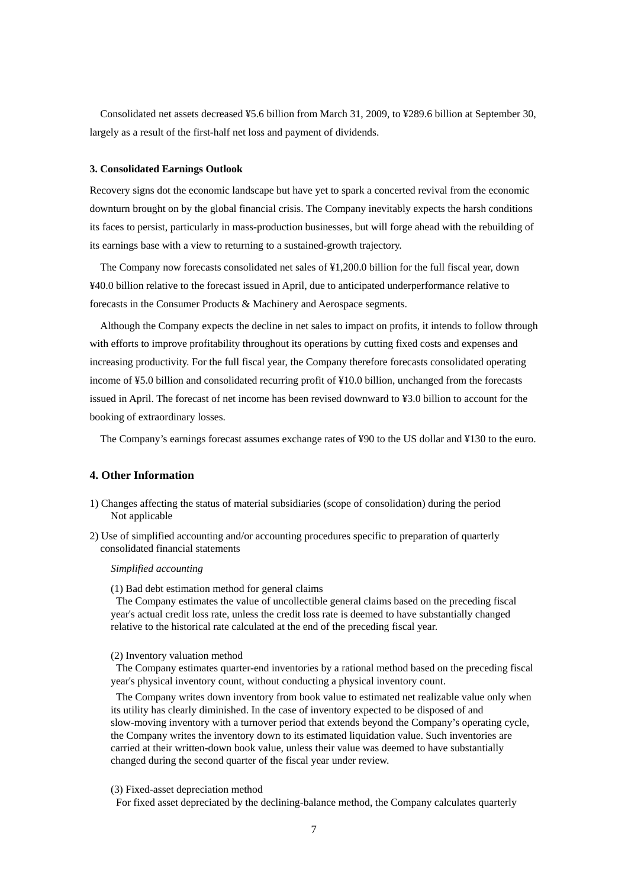Consolidated net assets decreased ¥5.6 billion from March 31, 2009, to ¥289.6 billion at September 30, largely as a result of the first-half net loss and payment of dividends.

### 3. Consolidated Earnings Outlook

Recovery signs dot the economic landscape but have yet to spark a concerted revival from the economic downturn brought on by the global financial crisis. The Company inevitably expects the harsh conditions its faces to persist, particularly in mass-production businesses, but will forge ahead with the rebuilding of its earnings base with a view to returning to a sustained-growth trajectory.

The Company now forecasts consolidated net sales of ¥1,200.0 billion for the full fiscal year, down ¥40.0 billion relative to the forecast issued in April, due to anticipated underperformance relative to forecasts in the Consumer Products & Machinery and Aerospace segments.

Although the Company expects the decline in net sales to impact on profits, it intends to follow through with efforts to improve profitability throughout its operations by cutting fixed costs and expenses and increasing productivity. For the full fiscal year, the Company therefore forecasts consolidated operating income of ¥5.0 billion and consolidated recurring profit of ¥10.0 billion, unchanged from the forecasts issued in April. The forecast of net income has been revised downward to ¥3.0 billion to account for the booking of extraordinary losses.

The Company's earnings forecast assumes exchange rates of ¥90 to the US dollar and ¥130 to the euro.

## 4. Other Information

1) Changes affecting the status of material subsidiaries (scope of consolidation) during the period
   Not applicable

2) Use of simplified accounting and/or accounting procedures specific to preparation of quarterly consolidated financial statements

*Simplified accounting*

(1) Bad debt estimation method for general claims
The Company estimates the value of uncollectible general claims based on the preceding fiscal year's actual credit loss rate, unless the credit loss rate is deemed to have substantially changed relative to the historical rate calculated at the end of the preceding fiscal year.

(2) Inventory valuation method
The Company estimates quarter-end inventories by a rational method based on the preceding fiscal year's physical inventory count, without conducting a physical inventory count.

The Company writes down inventory from book value to estimated net realizable value only when its utility has clearly diminished. In the case of inventory expected to be disposed of and slow-moving inventory with a turnover period that extends beyond the Company's operating cycle, the Company writes the inventory down to its estimated liquidation value. Such inventories are carried at their written-down book value, unless their value was deemed to have substantially changed during the second quarter of the fiscal year under review.

(3) Fixed-asset depreciation method
For fixed asset depreciated by the declining-balance method, the Company calculates quarterly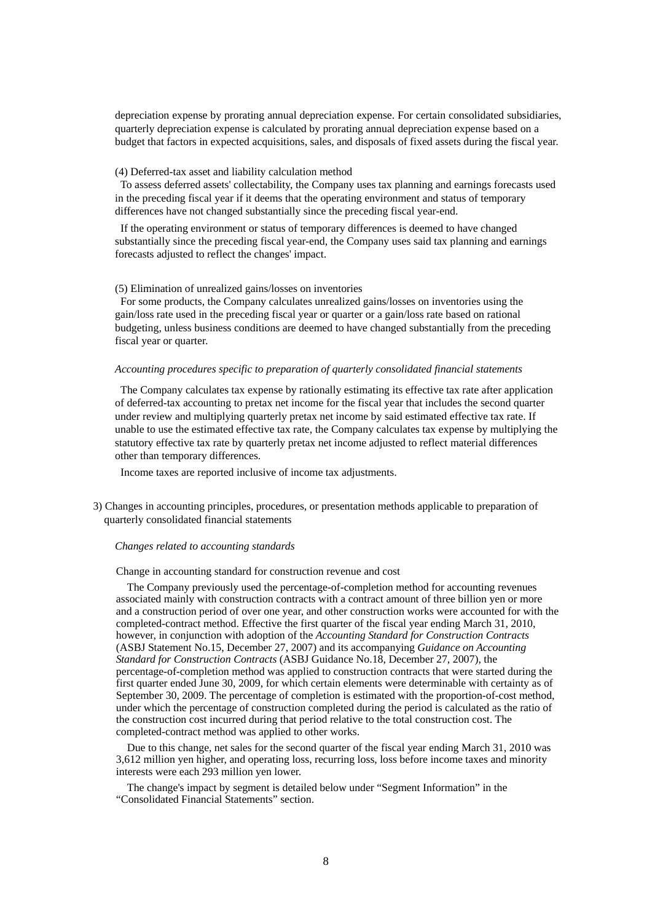depreciation expense by prorating annual depreciation expense. For certain consolidated subsidiaries, quarterly depreciation expense is calculated by prorating annual depreciation expense based on a budget that factors in expected acquisitions, sales, and disposals of fixed assets during the fiscal year.

(4) Deferred-tax asset and liability calculation method

To assess deferred assets' collectability, the Company uses tax planning and earnings forecasts used in the preceding fiscal year if it deems that the operating environment and status of temporary differences have not changed substantially since the preceding fiscal year-end.

If the operating environment or status of temporary differences is deemed to have changed substantially since the preceding fiscal year-end, the Company uses said tax planning and earnings forecasts adjusted to reflect the changes' impact.

(5) Elimination of unrealized gains/losses on inventories

For some products, the Company calculates unrealized gains/losses on inventories using the gain/loss rate used in the preceding fiscal year or quarter or a gain/loss rate based on rational budgeting, unless business conditions are deemed to have changed substantially from the preceding fiscal year or quarter.

*Accounting procedures specific to preparation of quarterly consolidated financial statements*

The Company calculates tax expense by rationally estimating its effective tax rate after application of deferred-tax accounting to pretax net income for the fiscal year that includes the second quarter under review and multiplying quarterly pretax net income by said estimated effective tax rate. If unable to use the estimated effective tax rate, the Company calculates tax expense by multiplying the statutory effective tax rate by quarterly pretax net income adjusted to reflect material differences other than temporary differences.

Income taxes are reported inclusive of income tax adjustments.

3) Changes in accounting principles, procedures, or presentation methods applicable to preparation of quarterly consolidated financial statements

*Changes related to accounting standards*

Change in accounting standard for construction revenue and cost

The Company previously used the percentage-of-completion method for accounting revenues associated mainly with construction contracts with a contract amount of three billion yen or more and a construction period of over one year, and other construction works were accounted for with the completed-contract method. Effective the first quarter of the fiscal year ending March 31, 2010, however, in conjunction with adoption of the *Accounting Standard for Construction Contracts* (ASBJ Statement No.15, December 27, 2007) and its accompanying *Guidance on Accounting Standard for Construction Contracts* (ASBJ Guidance No.18, December 27, 2007), the percentage-of-completion method was applied to construction contracts that were started during the first quarter ended June 30, 2009, for which certain elements were determinable with certainty as of September 30, 2009. The percentage of completion is estimated with the proportion-of-cost method, under which the percentage of construction completed during the period is calculated as the ratio of the construction cost incurred during that period relative to the total construction cost. The completed-contract method was applied to other works.

Due to this change, net sales for the second quarter of the fiscal year ending March 31, 2010 was 3,612 million yen higher, and operating loss, recurring loss, loss before income taxes and minority interests were each 293 million yen lower.

The change's impact by segment is detailed below under "Segment Information" in the "Consolidated Financial Statements" section.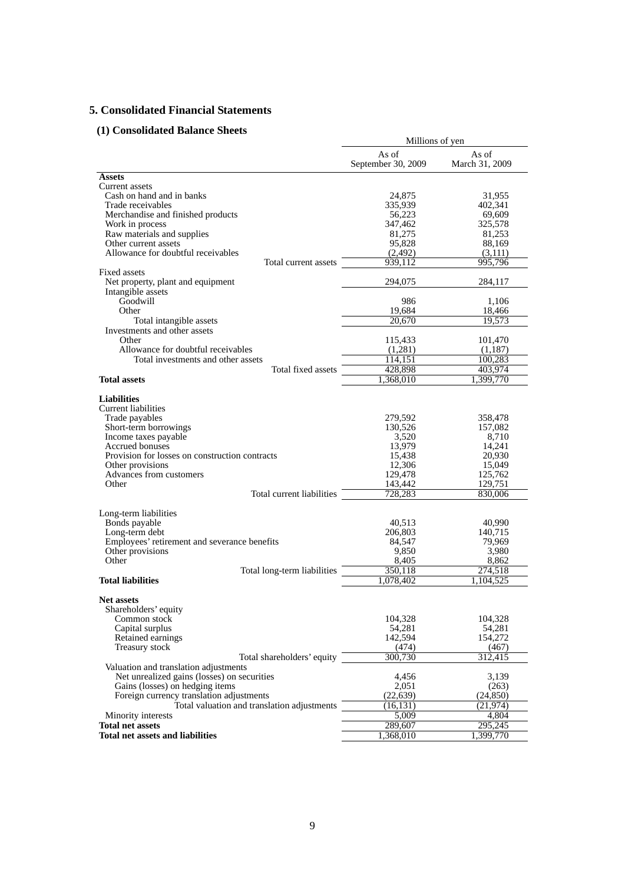## 5. Consolidated Financial Statements

### (1) Consolidated Balance Sheets

| | Millions of yen | |
|---|---|---|
| | As of September 30, 2009 | As of March 31, 2009 |
| **Assets** | | |
| Current assets | | |
| Cash on hand and in banks | 24,875 | 31,955 |
| Trade receivables | 335,939 | 402,341 |
| Merchandise and finished products | 56,223 | 69,609 |
| Work in process | 347,462 | 325,578 |
| Raw materials and supplies | 81,275 | 81,253 |
| Other current assets | 95,828 | 88,169 |
| Allowance for doubtful receivables | (2,492) | (3,111) |
| Total current assets | 939,112 | 995,796 |
| Fixed assets | | |
| Net property, plant and equipment | 294,075 | 284,117 |
| Intangible assets | | |
| Goodwill | 986 | 1,106 |
| Other | 19,684 | 18,466 |
| Total intangible assets | 20,670 | 19,573 |
| Investments and other assets | | |
| Other | 115,433 | 101,470 |
| Allowance for doubtful receivables | (1,281) | (1,187) |
| Total investments and other assets | 114,151 | 100,283 |
| Total fixed assets | 428,898 | 403,974 |
| **Total assets** | 1,368,010 | 1,399,770 |
| **Liabilities** | | |
| Current liabilities | | |
| Trade payables | 279,592 | 358,478 |
| Short-term borrowings | 130,526 | 157,082 |
| Income taxes payable | 3,520 | 8,710 |
| Accrued bonuses | 13,979 | 14,241 |
| Provision for losses on construction contracts | 15,438 | 20,930 |
| Other provisions | 12,306 | 15,049 |
| Advances from customers | 129,478 | 125,762 |
| Other | 143,442 | 129,751 |
| Total current liabilities | 728,283 | 830,006 |
| Long-term liabilities | | |
| Bonds payable | 40,513 | 40,990 |
| Long-term debt | 206,803 | 140,715 |
| Employees' retirement and severance benefits | 84,547 | 79,969 |
| Other provisions | 9,850 | 3,980 |
| Other | 8,405 | 8,862 |
| Total long-term liabilities | 350,118 | 274,518 |
| **Total liabilities** | 1,078,402 | 1,104,525 |
| **Net assets** | | |
| Shareholders' equity | | |
| Common stock | 104,328 | 104,328 |
| Capital surplus | 54,281 | 54,281 |
| Retained earnings | 142,594 | 154,272 |
| Treasury stock | (474) | (467) |
| Total shareholders' equity | 300,730 | 312,415 |
| Valuation and translation adjustments | | |
| Net unrealized gains (losses) on securities | 4,456 | 3,139 |
| Gains (losses) on hedging items | 2,051 | (263) |
| Foreign currency translation adjustments | (22,639) | (24,850) |
| Total valuation and translation adjustments | (16,131) | (21,974) |
| Minority interests | 5,009 | 4,804 |
| **Total net assets** | 289,607 | 295,245 |
| **Total net assets and liabilities** | 1,368,010 | 1,399,770 |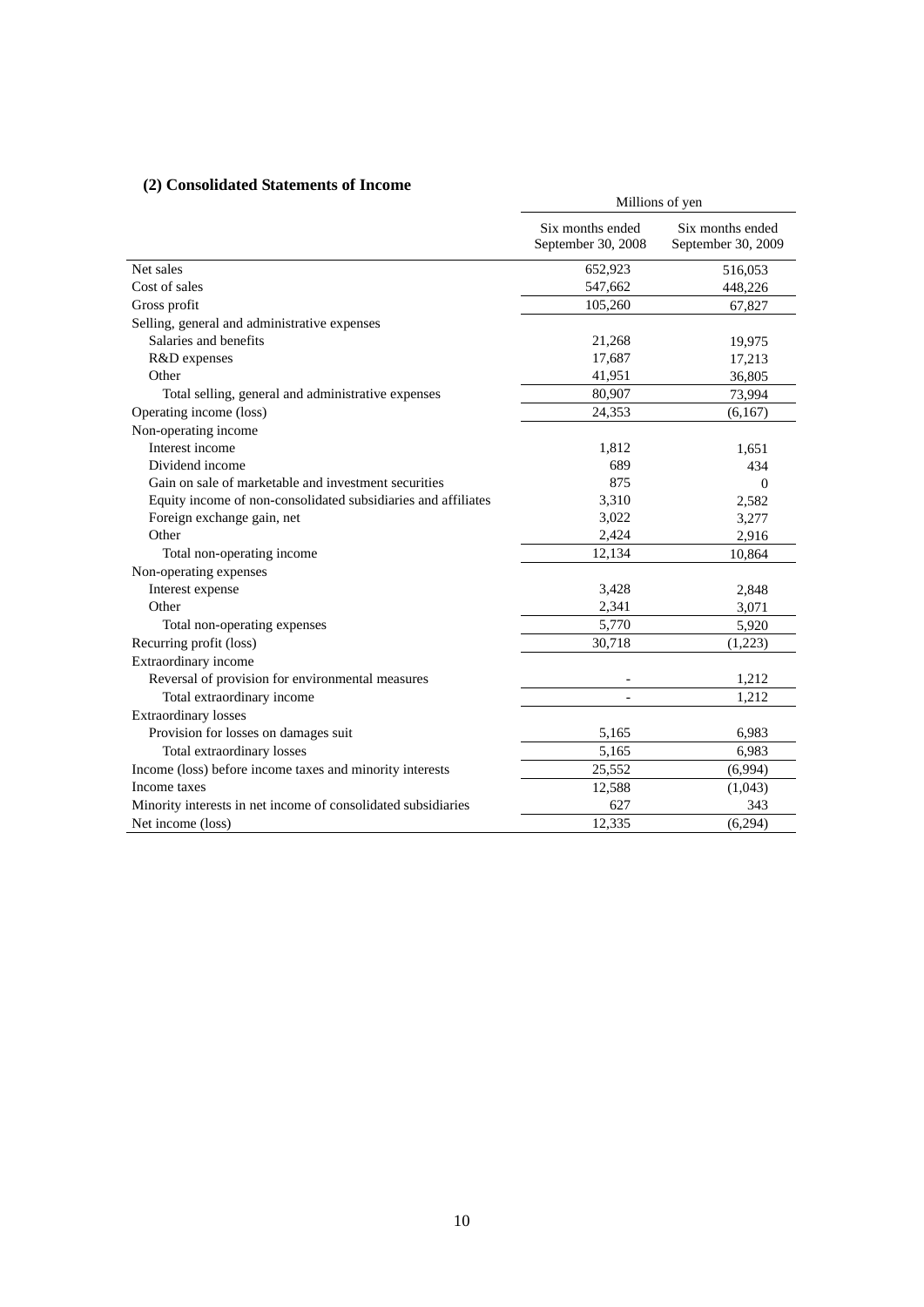### (2) Consolidated Statements of Income

| | Millions of yen | |
|---|---|---|
| | Six months ended September 30, 2008 | Six months ended September 30, 2009 |
| Net sales | 652,923 | 516,053 |
| Cost of sales | 547,662 | 448,226 |
| Gross profit | 105,260 | 67,827 |
| Selling, general and administrative expenses | | |
| Salaries and benefits | 21,268 | 19,975 |
| R&D expenses | 17,687 | 17,213 |
| Other | 41,951 | 36,805 |
| Total selling, general and administrative expenses | 80,907 | 73,994 |
| Operating income (loss) | 24,353 | (6,167) |
| Non-operating income | | |
| Interest income | 1,812 | 1,651 |
| Dividend income | 689 | 434 |
| Gain on sale of marketable and investment securities | 875 | 0 |
| Equity income of non-consolidated subsidiaries and affiliates | 3,310 | 2,582 |
| Foreign exchange gain, net | 3,022 | 3,277 |
| Other | 2,424 | 2,916 |
| Total non-operating income | 12,134 | 10,864 |
| Non-operating expenses | | |
| Interest expense | 3,428 | 2,848 |
| Other | 2,341 | 3,071 |
| Total non-operating expenses | 5,770 | 5,920 |
| Recurring profit (loss) | 30,718 | (1,223) |
| Extraordinary income | | |
| Reversal of provision for environmental measures | - | 1,212 |
| Total extraordinary income | - | 1,212 |
| Extraordinary losses | | |
| Provision for losses on damages suit | 5,165 | 6,983 |
| Total extraordinary losses | 5,165 | 6,983 |
| Income (loss) before income taxes and minority interests | 25,552 | (6,994) |
| Income taxes | 12,588 | (1,043) |
| Minority interests in net income of consolidated subsidiaries | 627 | 343 |
| Net income (loss) | 12,335 | (6,294) |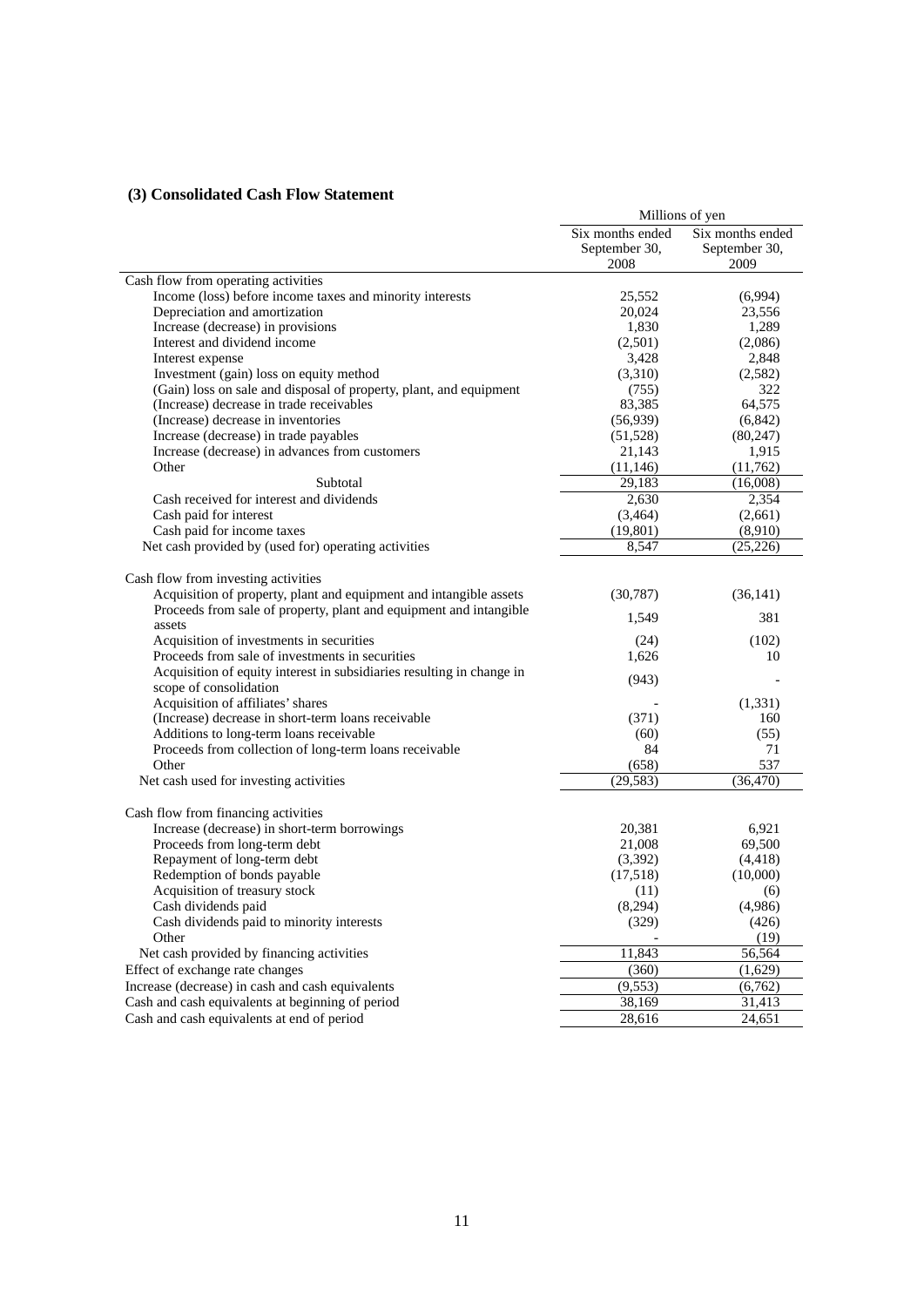### (3) Consolidated Cash Flow Statement

| | Millions of yen | |
|---|---|---|
| | Six months ended September 30, 2008 | Six months ended September 30, 2009 |
| Cash flow from operating activities | | |
| Income (loss) before income taxes and minority interests | 25,552 | (6,994) |
| Depreciation and amortization | 20,024 | 23,556 |
| Increase (decrease) in provisions | 1,830 | 1,289 |
| Interest and dividend income | (2,501) | (2,086) |
| Interest expense | 3,428 | 2,848 |
| Investment (gain) loss on equity method | (3,310) | (2,582) |
| (Gain) loss on sale and disposal of property, plant, and equipment | (755) | 322 |
| (Increase) decrease in trade receivables | 83,385 | 64,575 |
| (Increase) decrease in inventories | (56,939) | (6,842) |
| Increase (decrease) in trade payables | (51,528) | (80,247) |
| Increase (decrease) in advances from customers | 21,143 | 1,915 |
| Other | (11,146) | (11,762) |
| Subtotal | 29,183 | (16,008) |
| Cash received for interest and dividends | 2,630 | 2,354 |
| Cash paid for interest | (3,464) | (2,661) |
| Cash paid for income taxes | (19,801) | (8,910) |
| Net cash provided by (used for) operating activities | 8,547 | (25,226) |
| Cash flow from investing activities | | |
| Acquisition of property, plant and equipment and intangible assets | (30,787) | (36,141) |
| Proceeds from sale of property, plant and equipment and intangible assets | 1,549 | 381 |
| Acquisition of investments in securities | (24) | (102) |
| Proceeds from sale of investments in securities | 1,626 | 10 |
| Acquisition of equity interest in subsidiaries resulting in change in scope of consolidation | (943) | - |
| Acquisition of affiliates' shares | - | (1,331) |
| (Increase) decrease in short-term loans receivable | (371) | 160 |
| Additions to long-term loans receivable | (60) | (55) |
| Proceeds from collection of long-term loans receivable | 84 | 71 |
| Other | (658) | 537 |
| Net cash used for investing activities | (29,583) | (36,470) |
| Cash flow from financing activities | | |
| Increase (decrease) in short-term borrowings | 20,381 | 6,921 |
| Proceeds from long-term debt | 21,008 | 69,500 |
| Repayment of long-term debt | (3,392) | (4,418) |
| Redemption of bonds payable | (17,518) | (10,000) |
| Acquisition of treasury stock | (11) | (6) |
| Cash dividends paid | (8,294) | (4,986) |
| Cash dividends paid to minority interests | (329) | (426) |
| Other | - | (19) |
| Net cash provided by financing activities | 11,843 | 56,564 |
| Effect of exchange rate changes | (360) | (1,629) |
| Increase (decrease) in cash and cash equivalents | (9,553) | (6,762) |
| Cash and cash equivalents at beginning of period | 38,169 | 31,413 |
| Cash and cash equivalents at end of period | 28,616 | 24,651 |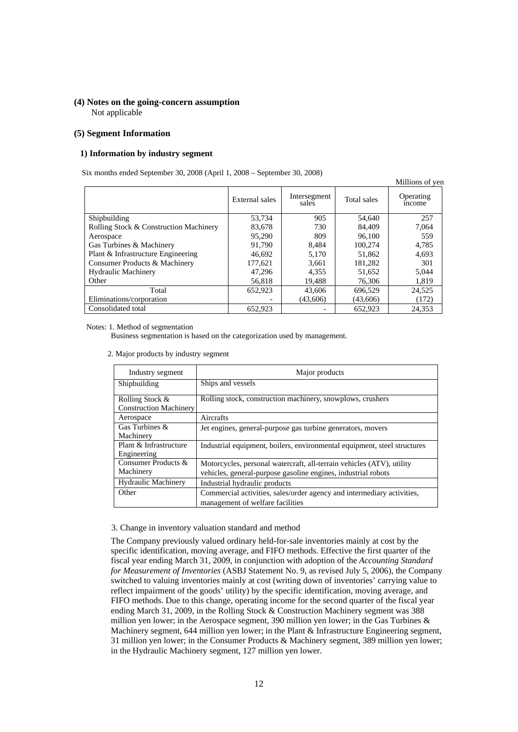### (4) Notes on the going-concern assumption

Not applicable

### (5) Segment Information

#### 1) Information by industry segment

Six months ended September 30, 2008 (April 1, 2008 – September 30, 2008)

Millions of yen

| | External sales | Intersegment sales | Total sales | Operating income |
|---|---|---|---|---|
| Shipbuilding | 53,734 | 905 | 54,640 | 257 |
| Rolling Stock & Construction Machinery | 83,678 | 730 | 84,409 | 7,064 |
| Aerospace | 95,290 | 809 | 96,100 | 559 |
| Gas Turbines & Machinery | 91,790 | 8,484 | 100,274 | 4,785 |
| Plant & Infrastructure Engineering | 46,692 | 5,170 | 51,862 | 4,693 |
| Consumer Products & Machinery | 177,621 | 3,661 | 181,282 | 301 |
| Hydraulic Machinery | 47,296 | 4,355 | 51,652 | 5,044 |
| Other | 56,818 | 19,488 | 76,306 | 1,819 |
| Total | 652,923 | 43,606 | 696,529 | 24,525 |
| Eliminations/corporation | - | (43,606) | (43,606) | (172) |
| Consolidated total | 652,923 | - | 652,923 | 24,353 |

Notes: 1. Method of segmentation

Business segmentation is based on the categorization used by management.

2. Major products by industry segment

| Industry segment | Major products |
|---|---|
| Shipbuilding | Ships and vessels |
| Rolling Stock & Construction Machinery | Rolling stock, construction machinery, snowplows, crushers |
| Aerospace | Aircrafts |
| Gas Turbines & Machinery | Jet engines, general-purpose gas turbine generators, movers |
| Plant & Infrastructure Engineering | Industrial equipment, boilers, environmental equipment, steel structures |
| Consumer Products & Machinery | Motorcycles, personal watercraft, all-terrain vehicles (ATV), utility vehicles, general-purpose gasoline engines, industrial robots |
| Hydraulic Machinery | Industrial hydraulic products |
| Other | Commercial activities, sales/order agency and intermediary activities, management of welfare facilities |

3. Change in inventory valuation standard and method

The Company previously valued ordinary held-for-sale inventories mainly at cost by the specific identification, moving average, and FIFO methods. Effective the first quarter of the fiscal year ending March 31, 2009, in conjunction with adoption of the *Accounting Standard for Measurement of Inventories* (ASBJ Statement No. 9, as revised July 5, 2006), the Company switched to valuing inventories mainly at cost (writing down of inventories' carrying value to reflect impairment of the goods' utility) by the specific identification, moving average, and FIFO methods. Due to this change, operating income for the second quarter of the fiscal year ending March 31, 2009, in the Rolling Stock & Construction Machinery segment was 388 million yen lower; in the Aerospace segment, 390 million yen lower; in the Gas Turbines & Machinery segment, 644 million yen lower; in the Plant & Infrastructure Engineering segment, 31 million yen lower; in the Consumer Products & Machinery segment, 389 million yen lower; in the Hydraulic Machinery segment, 127 million yen lower.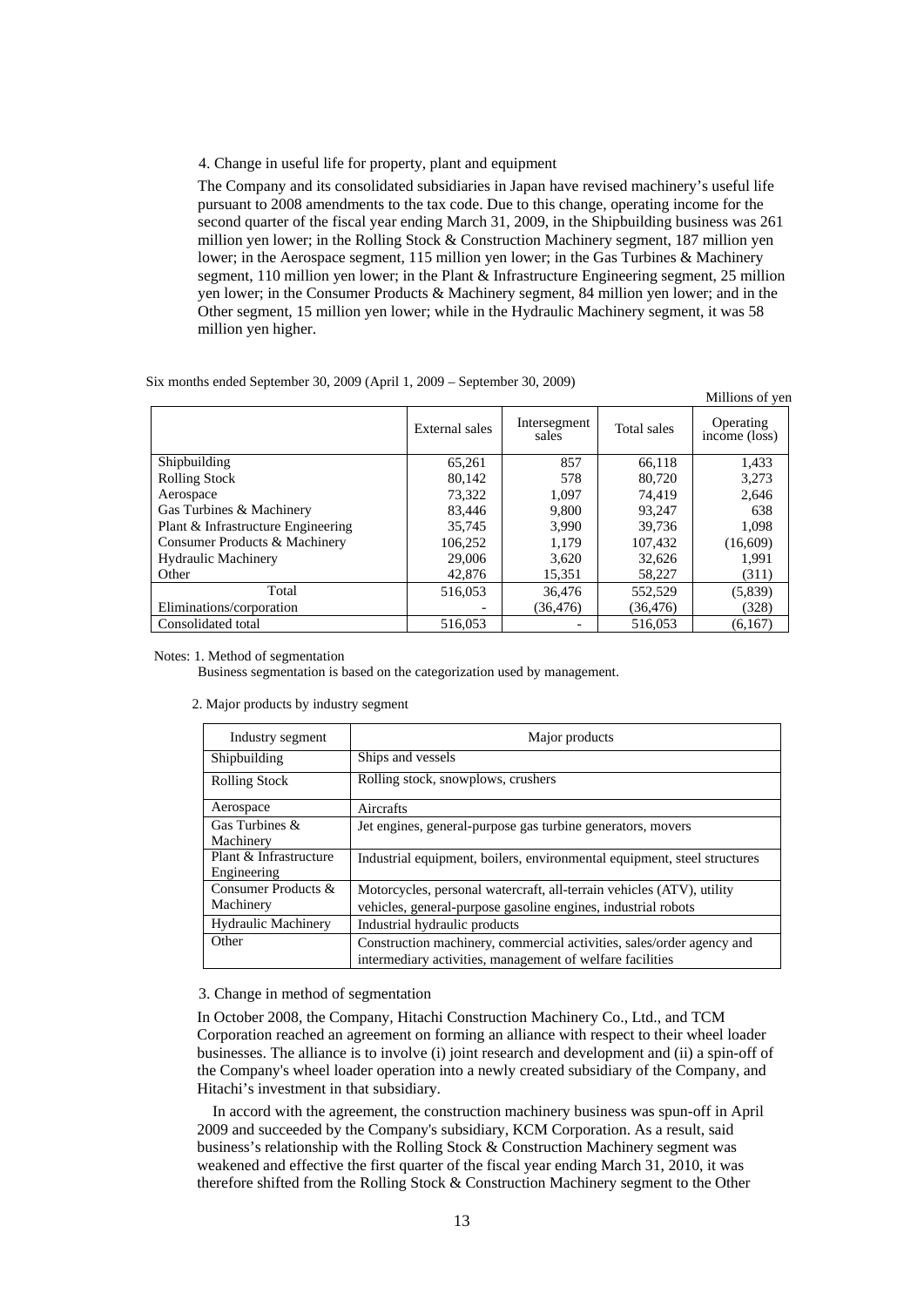4. Change in useful life for property, plant and equipment

The Company and its consolidated subsidiaries in Japan have revised machinery's useful life pursuant to 2008 amendments to the tax code. Due to this change, operating income for the second quarter of the fiscal year ending March 31, 2009, in the Shipbuilding business was 261 million yen lower; in the Rolling Stock & Construction Machinery segment, 187 million yen lower; in the Aerospace segment, 115 million yen lower; in the Gas Turbines & Machinery segment, 110 million yen lower; in the Plant & Infrastructure Engineering segment, 25 million yen lower; in the Consumer Products & Machinery segment, 84 million yen lower; and in the Other segment, 15 million yen lower; while in the Hydraulic Machinery segment, it was 58 million yen higher.

Six months ended September 30, 2009 (April 1, 2009 – September 30, 2009)

Millions of yen

| | External sales | Intersegment sales | Total sales | Operating income (loss) |
|---|---|---|---|---|
| Shipbuilding | 65,261 | 857 | 66,118 | 1,433 |
| Rolling Stock | 80,142 | 578 | 80,720 | 3,273 |
| Aerospace | 73,322 | 1,097 | 74,419 | 2,646 |
| Gas Turbines & Machinery | 83,446 | 9,800 | 93,247 | 638 |
| Plant & Infrastructure Engineering | 35,745 | 3,990 | 39,736 | 1,098 |
| Consumer Products & Machinery | 106,252 | 1,179 | 107,432 | (16,609) |
| Hydraulic Machinery | 29,006 | 3,620 | 32,626 | 1,991 |
| Other | 42,876 | 15,351 | 58,227 | (311) |
| Total | 516,053 | 36,476 | 552,529 | (5,839) |
| Eliminations/corporation | - | (36,476) | (36,476) | (328) |
| Consolidated total | 516,053 | - | 516,053 | (6,167) |

Notes: 1. Method of segmentation

Business segmentation is based on the categorization used by management.

2. Major products by industry segment

| Industry segment | Major products |
|---|---|
| Shipbuilding | Ships and vessels |
| Rolling Stock | Rolling stock, snowplows, crushers |
| Aerospace | Aircrafts |
| Gas Turbines & Machinery | Jet engines, general-purpose gas turbine generators, movers |
| Plant & Infrastructure Engineering | Industrial equipment, boilers, environmental equipment, steel structures |
| Consumer Products & Machinery | Motorcycles, personal watercraft, all-terrain vehicles (ATV), utility vehicles, general-purpose gasoline engines, industrial robots |
| Hydraulic Machinery | Industrial hydraulic products |
| Other | Construction machinery, commercial activities, sales/order agency and intermediary activities, management of welfare facilities |

3. Change in method of segmentation

In October 2008, the Company, Hitachi Construction Machinery Co., Ltd., and TCM Corporation reached an agreement on forming an alliance with respect to their wheel loader businesses. The alliance is to involve (i) joint research and development and (ii) a spin-off of the Company's wheel loader operation into a newly created subsidiary of the Company, and Hitachi's investment in that subsidiary.

In accord with the agreement, the construction machinery business was spun-off in April 2009 and succeeded by the Company's subsidiary, KCM Corporation. As a result, said business's relationship with the Rolling Stock & Construction Machinery segment was weakened and effective the first quarter of the fiscal year ending March 31, 2010, it was therefore shifted from the Rolling Stock & Construction Machinery segment to the Other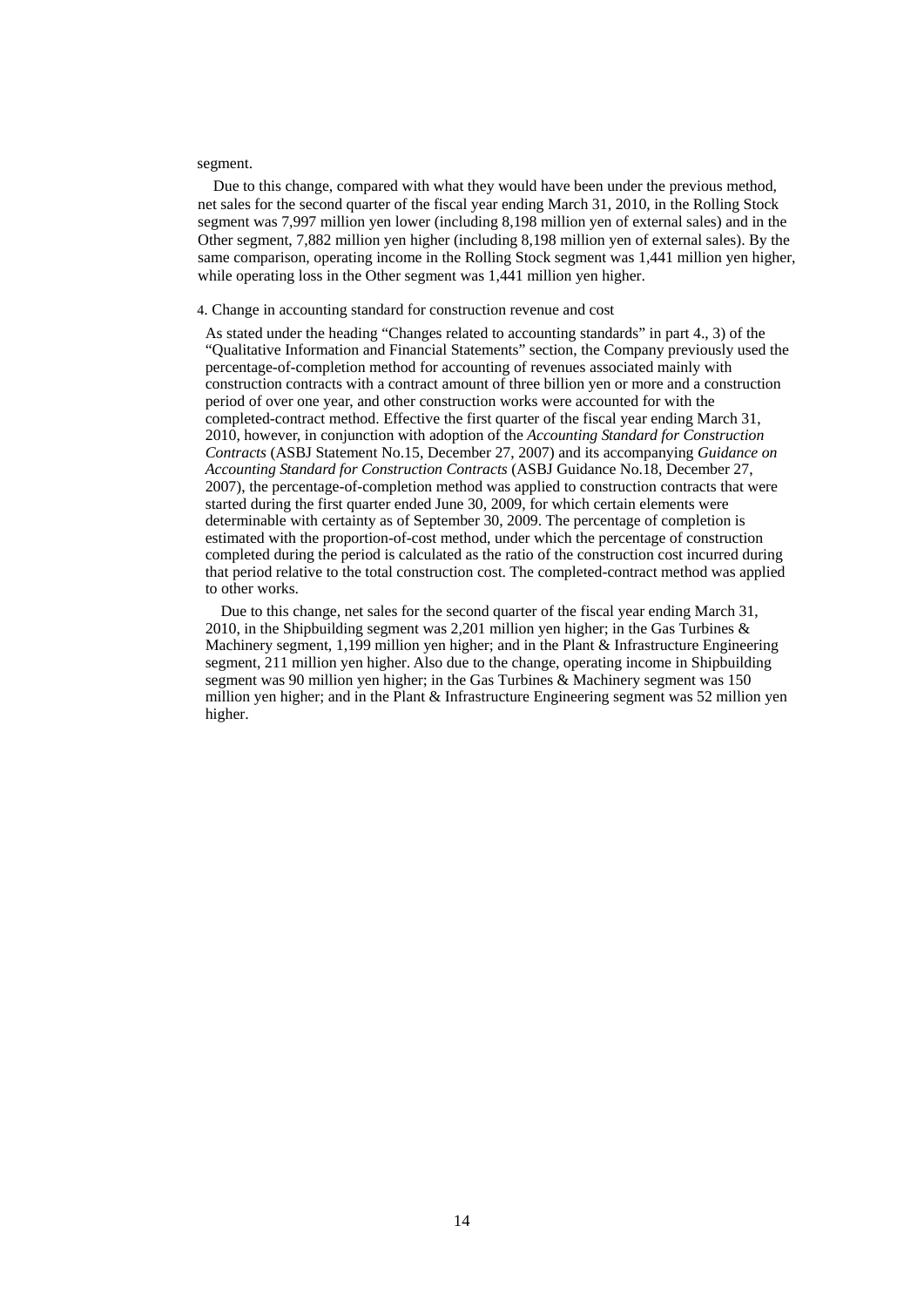segment.

Due to this change, compared with what they would have been under the previous method, net sales for the second quarter of the fiscal year ending March 31, 2010, in the Rolling Stock segment was 7,997 million yen lower (including 8,198 million yen of external sales) and in the Other segment, 7,882 million yen higher (including 8,198 million yen of external sales). By the same comparison, operating income in the Rolling Stock segment was 1,441 million yen higher, while operating loss in the Other segment was 1,441 million yen higher.

4. Change in accounting standard for construction revenue and cost

As stated under the heading "Changes related to accounting standards" in part 4., 3) of the "Qualitative Information and Financial Statements" section, the Company previously used the percentage-of-completion method for accounting of revenues associated mainly with construction contracts with a contract amount of three billion yen or more and a construction period of over one year, and other construction works were accounted for with the completed-contract method. Effective the first quarter of the fiscal year ending March 31, 2010, however, in conjunction with adoption of the *Accounting Standard for Construction Contracts* (ASBJ Statement No.15, December 27, 2007) and its accompanying *Guidance on Accounting Standard for Construction Contracts* (ASBJ Guidance No.18, December 27, 2007), the percentage-of-completion method was applied to construction contracts that were started during the first quarter ended June 30, 2009, for which certain elements were determinable with certainty as of September 30, 2009. The percentage of completion is estimated with the proportion-of-cost method, under which the percentage of construction completed during the period is calculated as the ratio of the construction cost incurred during that period relative to the total construction cost. The completed-contract method was applied to other works.

Due to this change, net sales for the second quarter of the fiscal year ending March 31, 2010, in the Shipbuilding segment was 2,201 million yen higher; in the Gas Turbines & Machinery segment, 1,199 million yen higher; and in the Plant & Infrastructure Engineering segment, 211 million yen higher. Also due to the change, operating income in Shipbuilding segment was 90 million yen higher; in the Gas Turbines & Machinery segment was 150 million yen higher; and in the Plant & Infrastructure Engineering segment was 52 million yen higher.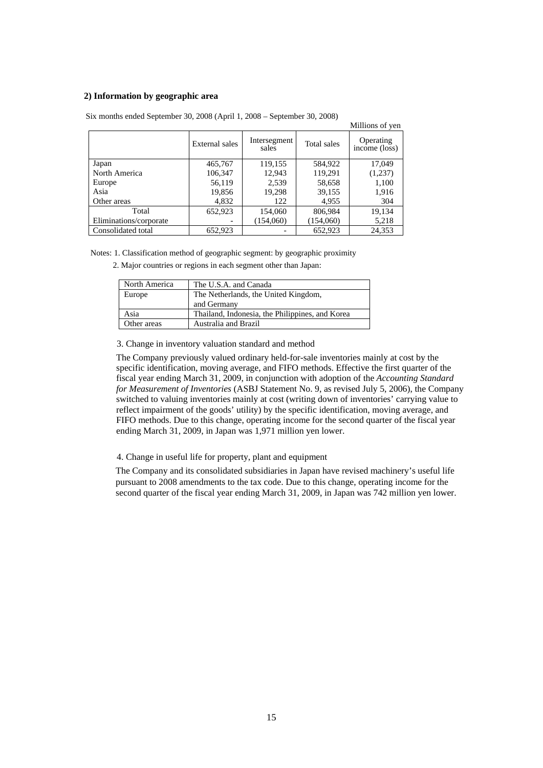**2) Information by geographic area**

Six months ended September 30, 2008 (April 1, 2008 – September 30, 2008)

Millions of yen

| | External sales | Intersegment sales | Total sales | Operating income (loss) |
|---|---|---|---|---|
| Japan | 465,767 | 119,155 | 584,922 | 17,049 |
| North America | 106,347 | 12,943 | 119,291 | (1,237) |
| Europe | 56,119 | 2,539 | 58,658 | 1,100 |
| Asia | 19,856 | 19,298 | 39,155 | 1,916 |
| Other areas | 4,832 | 122 | 4,955 | 304 |
| Total | 652,923 | 154,060 | 806,984 | 19,134 |
| Eliminations/corporate | - | (154,060) | (154,060) | 5,218 |
| Consolidated total | 652,923 | - | 652,923 | 24,353 |

Notes: 1. Classification method of geographic segment: by geographic proximity

2. Major countries or regions in each segment other than Japan:

| | |
|---|---|
| North America | The U.S.A. and Canada |
| Europe | The Netherlands, the United Kingdom, and Germany |
| Asia | Thailand, Indonesia, the Philippines, and Korea |
| Other areas | Australia and Brazil |

3. Change in inventory valuation standard and method

The Company previously valued ordinary held-for-sale inventories mainly at cost by the specific identification, moving average, and FIFO methods. Effective the first quarter of the fiscal year ending March 31, 2009, in conjunction with adoption of the *Accounting Standard for Measurement of Inventories* (ASBJ Statement No. 9, as revised July 5, 2006), the Company switched to valuing inventories mainly at cost (writing down of inventories' carrying value to reflect impairment of the goods' utility) by the specific identification, moving average, and FIFO methods. Due to this change, operating income for the second quarter of the fiscal year ending March 31, 2009, in Japan was 1,971 million yen lower.

4. Change in useful life for property, plant and equipment

The Company and its consolidated subsidiaries in Japan have revised machinery's useful life pursuant to 2008 amendments to the tax code. Due to this change, operating income for the second quarter of the fiscal year ending March 31, 2009, in Japan was 742 million yen lower.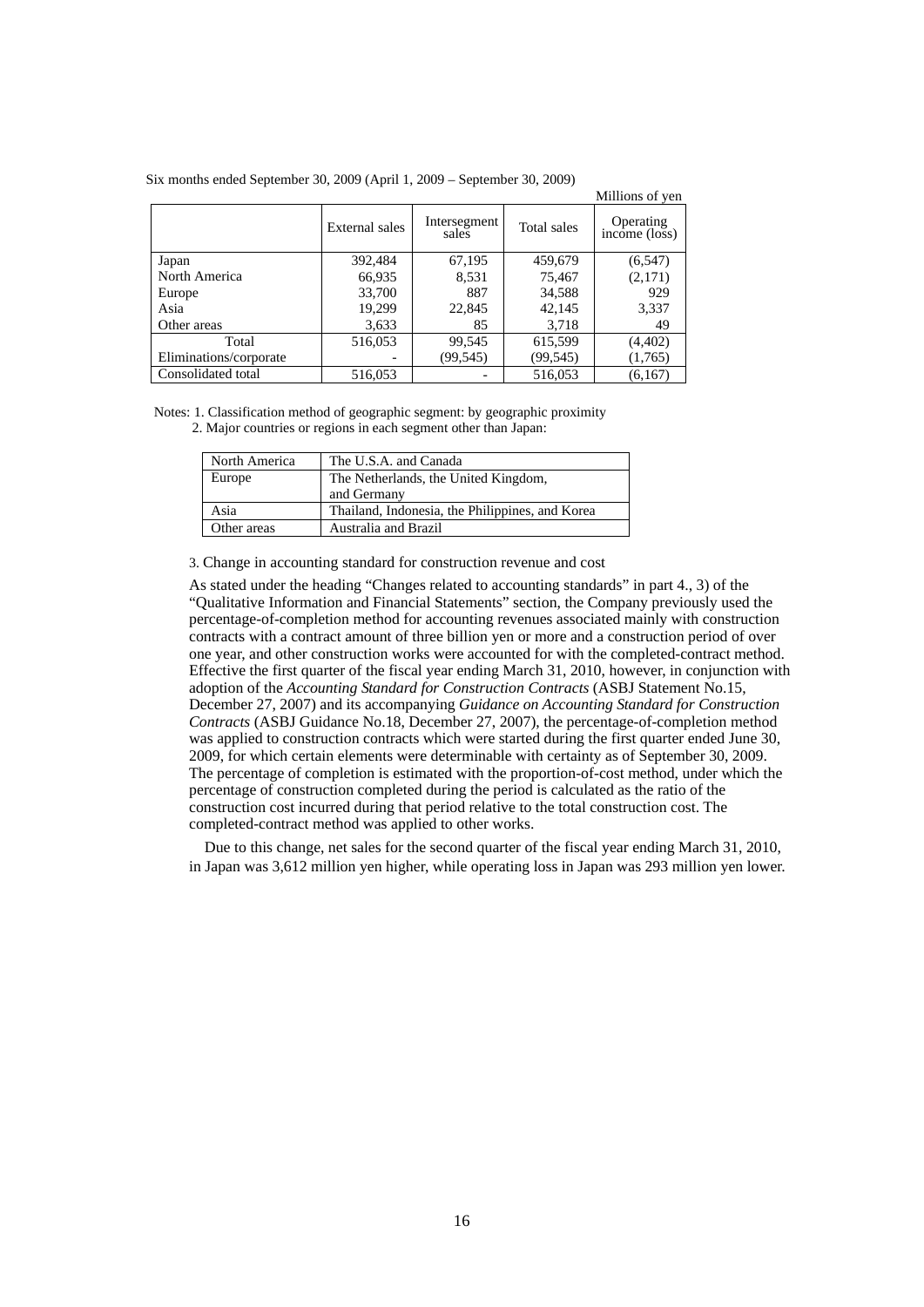Six months ended September 30, 2009 (April 1, 2009 – September 30, 2009)

Millions of yen

| | External sales | Intersegment sales | Total sales | Operating income (loss) |
|---|---|---|---|---|
| Japan | 392,484 | 67,195 | 459,679 | (6,547) |
| North America | 66,935 | 8,531 | 75,467 | (2,171) |
| Europe | 33,700 | 887 | 34,588 | 929 |
| Asia | 19,299 | 22,845 | 42,145 | 3,337 |
| Other areas | 3,633 | 85 | 3,718 | 49 |
| Total | 516,053 | 99,545 | 615,599 | (4,402) |
| Eliminations/corporate | - | (99,545) | (99,545) | (1,765) |
| Consolidated total | 516,053 | - | 516,053 | (6,167) |

Notes: 1. Classification method of geographic segment: by geographic proximity

2. Major countries or regions in each segment other than Japan:

| North America | The U.S.A. and Canada |
|---|---|
| Europe | The Netherlands, the United Kingdom, and Germany |
| Asia | Thailand, Indonesia, the Philippines, and Korea |
| Other areas | Australia and Brazil |

3. Change in accounting standard for construction revenue and cost

As stated under the heading "Changes related to accounting standards" in part 4., 3) of the "Qualitative Information and Financial Statements" section, the Company previously used the percentage-of-completion method for accounting revenues associated mainly with construction contracts with a contract amount of three billion yen or more and a construction period of over one year, and other construction works were accounted for with the completed-contract method. Effective the first quarter of the fiscal year ending March 31, 2010, however, in conjunction with adoption of the *Accounting Standard for Construction Contracts* (ASBJ Statement No.15, December 27, 2007) and its accompanying *Guidance on Accounting Standard for Construction Contracts* (ASBJ Guidance No.18, December 27, 2007), the percentage-of-completion method was applied to construction contracts which were started during the first quarter ended June 30, 2009, for which certain elements were determinable with certainty as of September 30, 2009. The percentage of completion is estimated with the proportion-of-cost method, under which the percentage of construction completed during the period is calculated as the ratio of the construction cost incurred during that period relative to the total construction cost. The completed-contract method was applied to other works.

Due to this change, net sales for the second quarter of the fiscal year ending March 31, 2010, in Japan was 3,612 million yen higher, while operating loss in Japan was 293 million yen lower.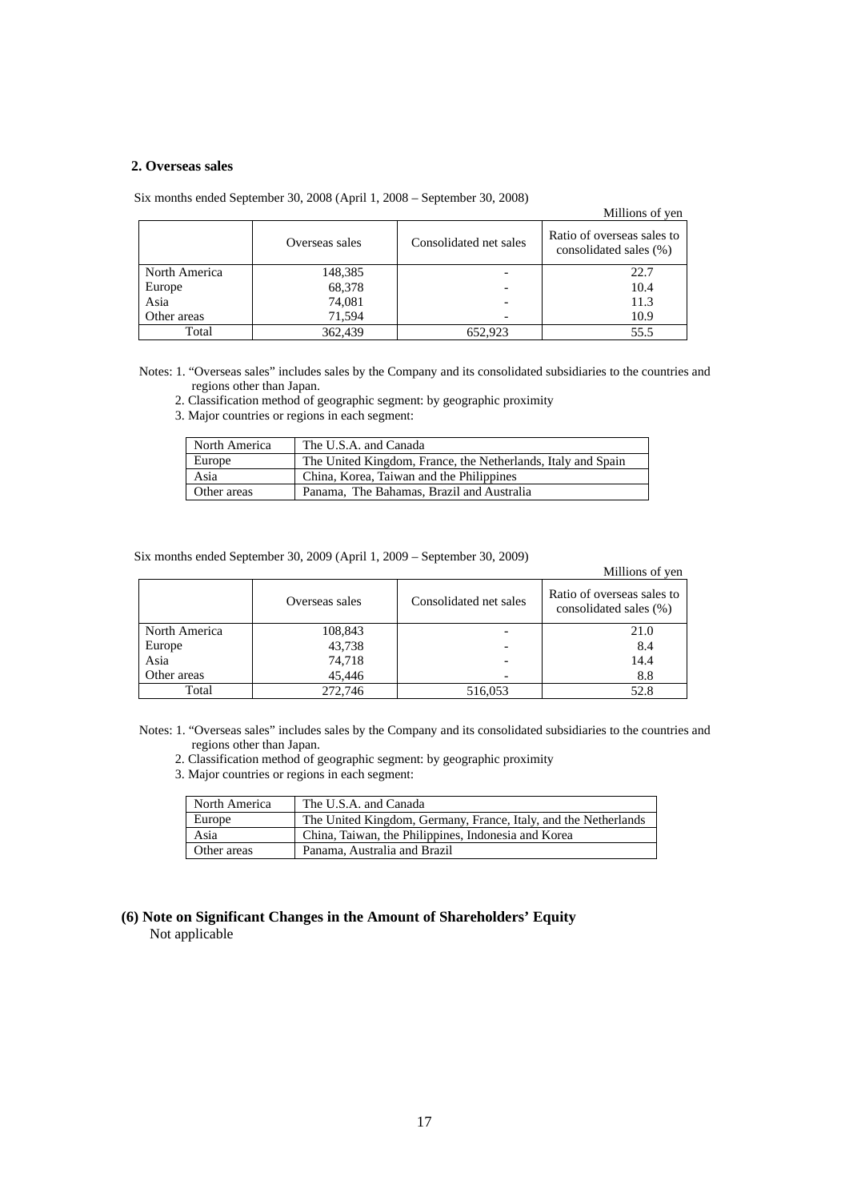### 2. Overseas sales

Six months ended September 30, 2008 (April 1, 2008 – September 30, 2008)

Millions of yen

| | Overseas sales | Consolidated net sales | Ratio of overseas sales to consolidated sales (%) |
|---|---|---|---|
| North America | 148,385 | - | 22.7 |
| Europe | 68,378 | - | 10.4 |
| Asia | 74,081 | - | 11.3 |
| Other areas | 71,594 | - | 10.9 |
| Total | 362,439 | 652,923 | 55.5 |

Notes: 1. "Overseas sales" includes sales by the Company and its consolidated subsidiaries to the countries and regions other than Japan.
2. Classification method of geographic segment: by geographic proximity
3. Major countries or regions in each segment:

| North America | The U.S.A. and Canada |
|---|---|
| Europe | The United Kingdom, France, the Netherlands, Italy and Spain |
| Asia | China, Korea, Taiwan and the Philippines |
| Other areas | Panama, The Bahamas, Brazil and Australia |

Six months ended September 30, 2009 (April 1, 2009 – September 30, 2009)

Millions of yen

| | Overseas sales | Consolidated net sales | Ratio of overseas sales to consolidated sales (%) |
|---|---|---|---|
| North America | 108,843 | - | 21.0 |
| Europe | 43,738 | - | 8.4 |
| Asia | 74,718 | - | 14.4 |
| Other areas | 45,446 | - | 8.8 |
| Total | 272,746 | 516,053 | 52.8 |

Notes: 1. "Overseas sales" includes sales by the Company and its consolidated subsidiaries to the countries and regions other than Japan.
2. Classification method of geographic segment: by geographic proximity
3. Major countries or regions in each segment:

| North America | The U.S.A. and Canada |
|---|---|
| Europe | The United Kingdom, Germany, France, Italy, and the Netherlands |
| Asia | China, Taiwan, the Philippines, Indonesia and Korea |
| Other areas | Panama, Australia and Brazil |

### (6) Note on Significant Changes in the Amount of Shareholders' Equity

Not applicable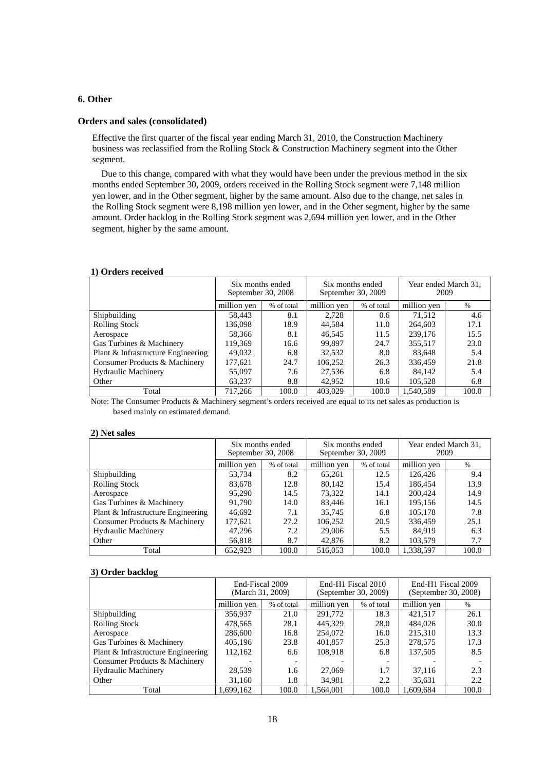## 6. Other

### Orders and sales (consolidated)

Effective the first quarter of the fiscal year ending March 31, 2010, the Construction Machinery business was reclassified from the Rolling Stock & Construction Machinery segment into the Other segment.

Due to this change, compared with what they would have been under the previous method in the six months ended September 30, 2009, orders received in the Rolling Stock segment were 7,148 million yen lower, and in the Other segment, higher by the same amount. Also due to the change, net sales in the Rolling Stock segment were 8,198 million yen lower, and in the Other segment, higher by the same amount. Order backlog in the Rolling Stock segment was 2,694 million yen lower, and in the Other segment, higher by the same amount.

#### 1) Orders received

| | Six months ended September 30, 2008 | | Six months ended September 30, 2009 | | Year ended March 31, 2009 | |
|---|---|---|---|---|---|---|
| | million yen | % of total | million yen | % of total | million yen | % |
| Shipbuilding | 58,443 | 8.1 | 2,728 | 0.6 | 71,512 | 4.6 |
| Rolling Stock | 136,098 | 18.9 | 44,584 | 11.0 | 264,603 | 17.1 |
| Aerospace | 58,366 | 8.1 | 46,545 | 11.5 | 239,176 | 15.5 |
| Gas Turbines & Machinery | 119,369 | 16.6 | 99,897 | 24.7 | 355,517 | 23.0 |
| Plant & Infrastructure Engineering | 49,032 | 6.8 | 32,532 | 8.0 | 83,648 | 5.4 |
| Consumer Products & Machinery | 177,621 | 24.7 | 106,252 | 26.3 | 336,459 | 21.8 |
| Hydraulic Machinery | 55,097 | 7.6 | 27,536 | 6.8 | 84,142 | 5.4 |
| Other | 63,237 | 8.8 | 42,952 | 10.6 | 105,528 | 6.8 |
| Total | 717,266 | 100.0 | 403,029 | 100.0 | 1,540,589 | 100.0 |

Note: The Consumer Products & Machinery segment's orders received are equal to its net sales as production is based mainly on estimated demand.

#### 2) Net sales

| | Six months ended September 30, 2008 | | Six months ended September 30, 2009 | | Year ended March 31, 2009 | |
|---|---|---|---|---|---|---|
| | million yen | % of total | million yen | % of total | million yen | % |
| Shipbuilding | 53,734 | 8.2 | 65,261 | 12.5 | 126,426 | 9.4 |
| Rolling Stock | 83,678 | 12.8 | 80,142 | 15.4 | 186,454 | 13.9 |
| Aerospace | 95,290 | 14.5 | 73,322 | 14.1 | 200,424 | 14.9 |
| Gas Turbines & Machinery | 91,790 | 14.0 | 83,446 | 16.1 | 195,156 | 14.5 |
| Plant & Infrastructure Engineering | 46,692 | 7.1 | 35,745 | 6.8 | 105,178 | 7.8 |
| Consumer Products & Machinery | 177,621 | 27.2 | 106,252 | 20.5 | 336,459 | 25.1 |
| Hydraulic Machinery | 47,296 | 7.2 | 29,006 | 5.5 | 84,919 | 6.3 |
| Other | 56,818 | 8.7 | 42,876 | 8.2 | 103,579 | 7.7 |
| Total | 652,923 | 100.0 | 516,053 | 100.0 | 1,338,597 | 100.0 |

#### 3) Order backlog

| | End-Fiscal 2009 (March 31, 2009) | | End-H1 Fiscal 2010 (September 30, 2009) | | End-H1 Fiscal 2009 (September 30, 2008) | |
|---|---|---|---|---|---|---|
| | million yen | % of total | million yen | % of total | million yen | % |
| Shipbuilding | 356,937 | 21.0 | 291,772 | 18.3 | 421,517 | 26.1 |
| Rolling Stock | 478,565 | 28.1 | 445,329 | 28.0 | 484,026 | 30.0 |
| Aerospace | 286,600 | 16.8 | 254,072 | 16.0 | 215,310 | 13.3 |
| Gas Turbines & Machinery | 405,196 | 23.8 | 401,857 | 25.3 | 278,575 | 17.3 |
| Plant & Infrastructure Engineering | 112,162 | 6.6 | 108,918 | 6.8 | 137,505 | 8.5 |
| Consumer Products & Machinery | - | - | - | - | - | - |
| Hydraulic Machinery | 28,539 | 1.6 | 27,069 | 1.7 | 37,116 | 2.3 |
| Other | 31,160 | 1.8 | 34,981 | 2.2 | 35,631 | 2.2 |
| Total | 1,699,162 | 100.0 | 1,564,001 | 100.0 | 1,609,684 | 100.0 |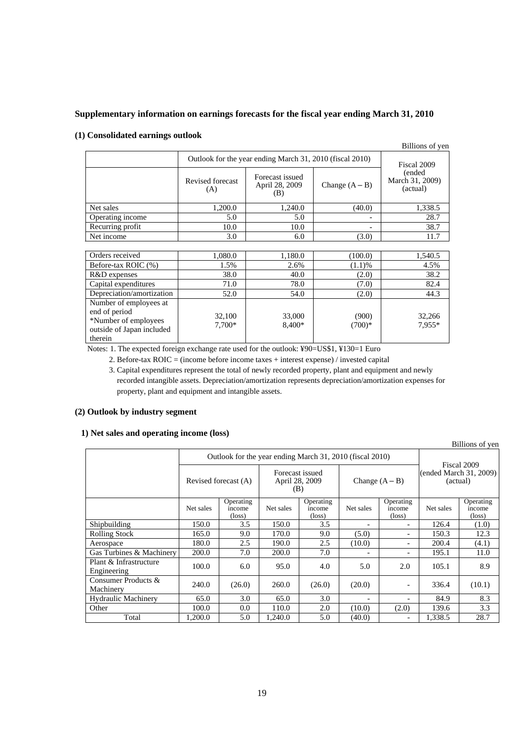## Supplementary information on earnings forecasts for the fiscal year ending March 31, 2010

### (1) Consolidated earnings outlook

Billions of yen

| | Outlook for the year ending March 31, 2010 (fiscal 2010) | | | Fiscal 2009 (ended March 31, 2009) (actual) |
|---|---|---|---|---|
| | Revised forecast (A) | Forecast issued April 28, 2009 (B) | Change (A – B) | |
| Net sales | 1,200.0 | 1,240.0 | (40.0) | 1,338.5 |
| Operating income | 5.0 | 5.0 | - | 28.7 |
| Recurring profit | 10.0 | 10.0 | - | 38.7 |
| Net income | 3.0 | 6.0 | (3.0) | 11.7 |

| | | | | |
|---|---|---|---|---|
| Orders received | 1,080.0 | 1,180.0 | (100.0) | 1,540.5 |
| Before-tax ROIC (%) | 1.5% | 2.6% | (1.1)% | 4.5% |
| R&D expenses | 38.0 | 40.0 | (2.0) | 38.2 |
| Capital expenditures | 71.0 | 78.0 | (7.0) | 82.4 |
| Depreciation/amortization | 52.0 | 54.0 | (2.0) | 44.3 |
| Number of employees at end of period *Number of employees outside of Japan included therein | 32,100 7,700* | 33,000 8,400* | (900) (700)* | 32,266 7,955* |

Notes: 1. The expected foreign exchange rate used for the outlook: ¥90=US$1, ¥130=1 Euro

2. Before-tax ROIC = (income before income taxes + interest expense) / invested capital

3. Capital expenditures represent the total of newly recorded property, plant and equipment and newly recorded intangible assets. Depreciation/amortization represents depreciation/amortization expenses for property, plant and equipment and intangible assets.

### (2) Outlook by industry segment

#### 1) Net sales and operating income (loss)

Billions of yen

| | Outlook for the year ending March 31, 2010 (fiscal 2010) | | | | | | Fiscal 2009 (ended March 31, 2009) (actual) | |
|---|---|---|---|---|---|---|---|---|
| | Revised forecast (A) | | Forecast issued April 28, 2009 (B) | | Change (A – B) | | | |
| | Net sales | Operating income (loss) | Net sales | Operating income (loss) | Net sales | Operating income (loss) | Net sales | Operating income (loss) |
| Shipbuilding | 150.0 | 3.5 | 150.0 | 3.5 | - | - | 126.4 | (1.0) |
| Rolling Stock | 165.0 | 9.0 | 170.0 | 9.0 | (5.0) | - | 150.3 | 12.3 |
| Aerospace | 180.0 | 2.5 | 190.0 | 2.5 | (10.0) | - | 200.4 | (4.1) |
| Gas Turbines & Machinery | 200.0 | 7.0 | 200.0 | 7.0 | - | - | 195.1 | 11.0 |
| Plant & Infrastructure Engineering | 100.0 | 6.0 | 95.0 | 4.0 | 5.0 | 2.0 | 105.1 | 8.9 |
| Consumer Products & Machinery | 240.0 | (26.0) | 260.0 | (26.0) | (20.0) | - | 336.4 | (10.1) |
| Hydraulic Machinery | 65.0 | 3.0 | 65.0 | 3.0 | - | - | 84.9 | 8.3 |
| Other | 100.0 | 0.0 | 110.0 | 2.0 | (10.0) | (2.0) | 139.6 | 3.3 |
| Total | 1,200.0 | 5.0 | 1,240.0 | 5.0 | (40.0) | - | 1,338.5 | 28.7 |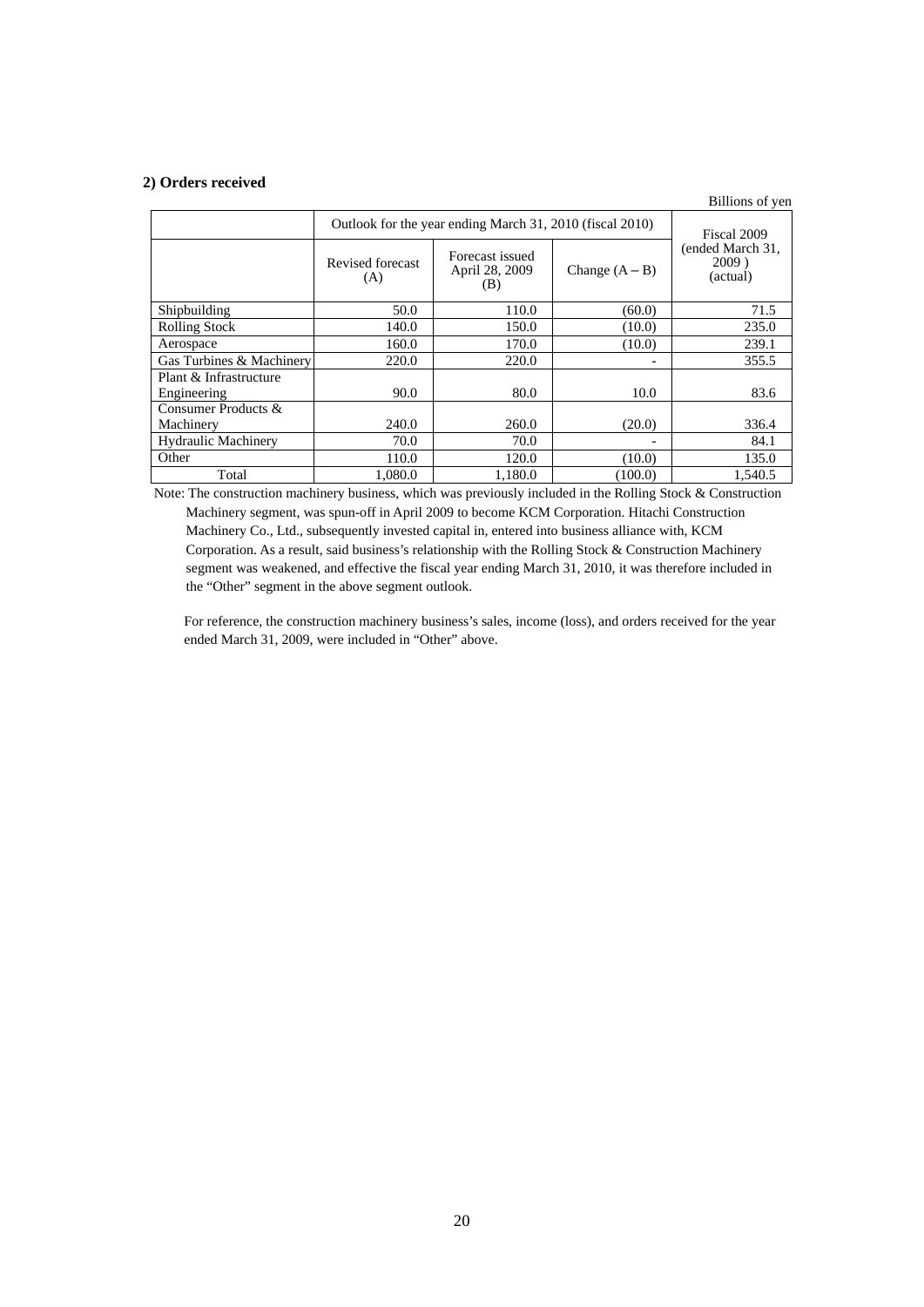## 2) Orders received

Billions of yen

| | Outlook for the year ending March 31, 2010 (fiscal 2010) | | | Fiscal 2009 (ended March 31, 2009 ) (actual) |
|---|---|---|---|---|
| | Revised forecast (A) | Forecast issued April 28, 2009 (B) | Change (A – B) | |
| Shipbuilding | 50.0 | 110.0 | (60.0) | 71.5 |
| Rolling Stock | 140.0 | 150.0 | (10.0) | 235.0 |
| Aerospace | 160.0 | 170.0 | (10.0) | 239.1 |
| Gas Turbines & Machinery | 220.0 | 220.0 | - | 355.5 |
| Plant & Infrastructure Engineering | 90.0 | 80.0 | 10.0 | 83.6 |
| Consumer Products & Machinery | 240.0 | 260.0 | (20.0) | 336.4 |
| Hydraulic Machinery | 70.0 | 70.0 | - | 84.1 |
| Other | 110.0 | 120.0 | (10.0) | 135.0 |
| Total | 1,080.0 | 1,180.0 | (100.0) | 1,540.5 |

Note: The construction machinery business, which was previously included in the Rolling Stock & Construction Machinery segment, was spun-off in April 2009 to become KCM Corporation. Hitachi Construction Machinery Co., Ltd., subsequently invested capital in, entered into business alliance with, KCM Corporation. As a result, said business's relationship with the Rolling Stock & Construction Machinery segment was weakened, and effective the fiscal year ending March 31, 2010, it was therefore included in the "Other" segment in the above segment outlook.

For reference, the construction machinery business's sales, income (loss), and orders received for the year ended March 31, 2009, were included in "Other" above.